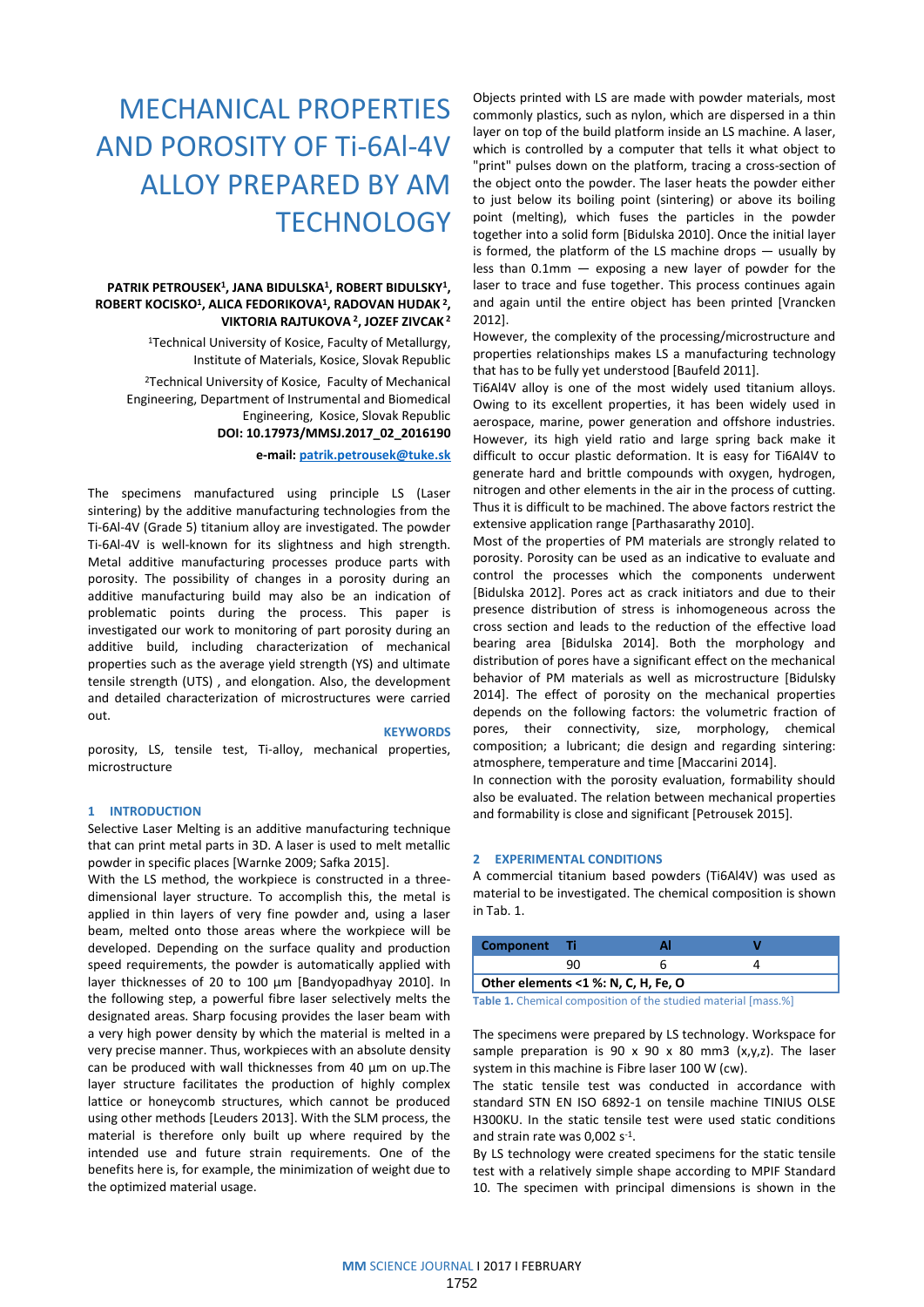# MECHANICAL PROPERTIES AND POROSITY OF Ti-6Al-4V ALLOY PREPARED BY AM TECHNOLOGY

**PATRIK PETROUSEK[1], JANA BIDULSKA[1], ROBERT BIDULSKY[1], ROBERT KOCISKO[1], ALICA FEDORIKOVA[1], RADOVAN HUDAK[2], VIKTORIA RAJTUKOVA[2], JOZEF ZIVCAK[2]**

[1]Technical University of Kosice, Faculty of Metallurgy, Institute of Materials, Kosice, Slovak Republic

[2]Technical University of Kosice, Faculty of Mechanical Engineering, Department of Instrumental and Biomedical Engineering, Kosice, Slovak Republic

**DOI: 10.17973/MMSJ.2017_02_2016190**

**e-mail: patrik.petrousek@tuke.sk**

The specimens manufactured using principle LS (Laser sintering) by the additive manufacturing technologies from the Ti-6Al-4V (Grade 5) titanium alloy are investigated. The powder Ti-6Al-4V is well-known for its slightness and high strength. Metal additive manufacturing processes produce parts with porosity. The possibility of changes in a porosity during an additive manufacturing build may also be an indication of problematic points during the process. This paper is investigated our work to monitoring of part porosity during an additive build, including characterization of mechanical properties such as the average yield strength (YS) and ultimate tensile strength (UTS) , and elongation. Also, the development and detailed characterization of microstructures were carried out.

**KEYWORDS**

porosity, LS, tensile test, Ti-alloy, mechanical properties, microstructure

## 1 INTRODUCTION

Selective Laser Melting is an additive manufacturing technique that can print metal parts in 3D. A laser is used to melt metallic powder in specific places [Warnke 2009; Safka 2015].

With the LS method, the workpiece is constructed in a three-dimensional layer structure. To accomplish this, the metal is applied in thin layers of very fine powder and, using a laser beam, melted onto those areas where the workpiece will be developed. Depending on the surface quality and production speed requirements, the powder is automatically applied with layer thicknesses of 20 to 100 µm [Bandyopadhyay 2010]. In the following step, a powerful fibre laser selectively melts the designated areas. Sharp focusing provides the laser beam with a very high power density by which the material is melted in a very precise manner. Thus, workpieces with an absolute density can be produced with wall thicknesses from 40 µm on up.The layer structure facilitates the production of highly complex lattice or honeycomb structures, which cannot be produced using other methods [Leuders 2013]. With the SLM process, the material is therefore only built up where required by the intended use and future strain requirements. One of the benefits here is, for example, the minimization of weight due to the optimized material usage.

Objects printed with LS are made with powder materials, most commonly plastics, such as nylon, which are dispersed in a thin layer on top of the build platform inside an LS machine. A laser, which is controlled by a computer that tells it what object to "print" pulses down on the platform, tracing a cross-section of the object onto the powder. The laser heats the powder either to just below its boiling point (sintering) or above its boiling point (melting), which fuses the particles in the powder together into a solid form [Bidulska 2010]. Once the initial layer is formed, the platform of the LS machine drops — usually by less than 0.1mm — exposing a new layer of powder for the laser to trace and fuse together. This process continues again and again until the entire object has been printed [Vrancken 2012].

However, the complexity of the processing/microstructure and properties relationships makes LS a manufacturing technology that has to be fully yet understood [Baufeld 2011].

Ti6Al4V alloy is one of the most widely used titanium alloys. Owing to its excellent properties, it has been widely used in aerospace, marine, power generation and offshore industries. However, its high yield ratio and large spring back make it difficult to occur plastic deformation. It is easy for Ti6Al4V to generate hard and brittle compounds with oxygen, hydrogen, nitrogen and other elements in the air in the process of cutting. Thus it is difficult to be machined. The above factors restrict the extensive application range [Parthasarathy 2010].

Most of the properties of PM materials are strongly related to porosity. Porosity can be used as an indicative to evaluate and control the processes which the components underwent [Bidulska 2012]. Pores act as crack initiators and due to their presence distribution of stress is inhomogeneous across the cross section and leads to the reduction of the effective load bearing area [Bidulska 2014]. Both the morphology and distribution of pores have a significant effect on the mechanical behavior of PM materials as well as microstructure [Bidulsky 2014]. The effect of porosity on the mechanical properties depends on the following factors: the volumetric fraction of pores, their connectivity, size, morphology, chemical composition; a lubricant; die design and regarding sintering: atmosphere, temperature and time [Maccarini 2014].

In connection with the porosity evaluation, formability should also be evaluated. The relation between mechanical properties and formability is close and significant [Petrousek 2015].

## 2 EXPERIMENTAL CONDITIONS

A commercial titanium based powders (Ti6Al4V) was used as material to be investigated. The chemical composition is shown in Tab. 1.

| Component | Ti | Al | V |
|---|---|---|---|
| | 90 | 6 | 4 |
| Other elements <1 %: N, C, H, Fe, O | | | |

Table 1. Chemical composition of the studied material [mass.%]

The specimens were prepared by LS technology. Workspace for sample preparation is 90 x 90 x 80 mm3 (x,y,z). The laser system in this machine is Fibre laser 100 W (cw).

The static tensile test was conducted in accordance with standard STN EN ISO 6892-1 on tensile machine TINIUS OLSE H300KU. In the static tensile test were used static conditions and strain rate was 0,002 $s^{-1}$.

By LS technology were created specimens for the static tensile test with a relatively simple shape according to MPIF Standard 10. The specimen with principal dimensions is shown in the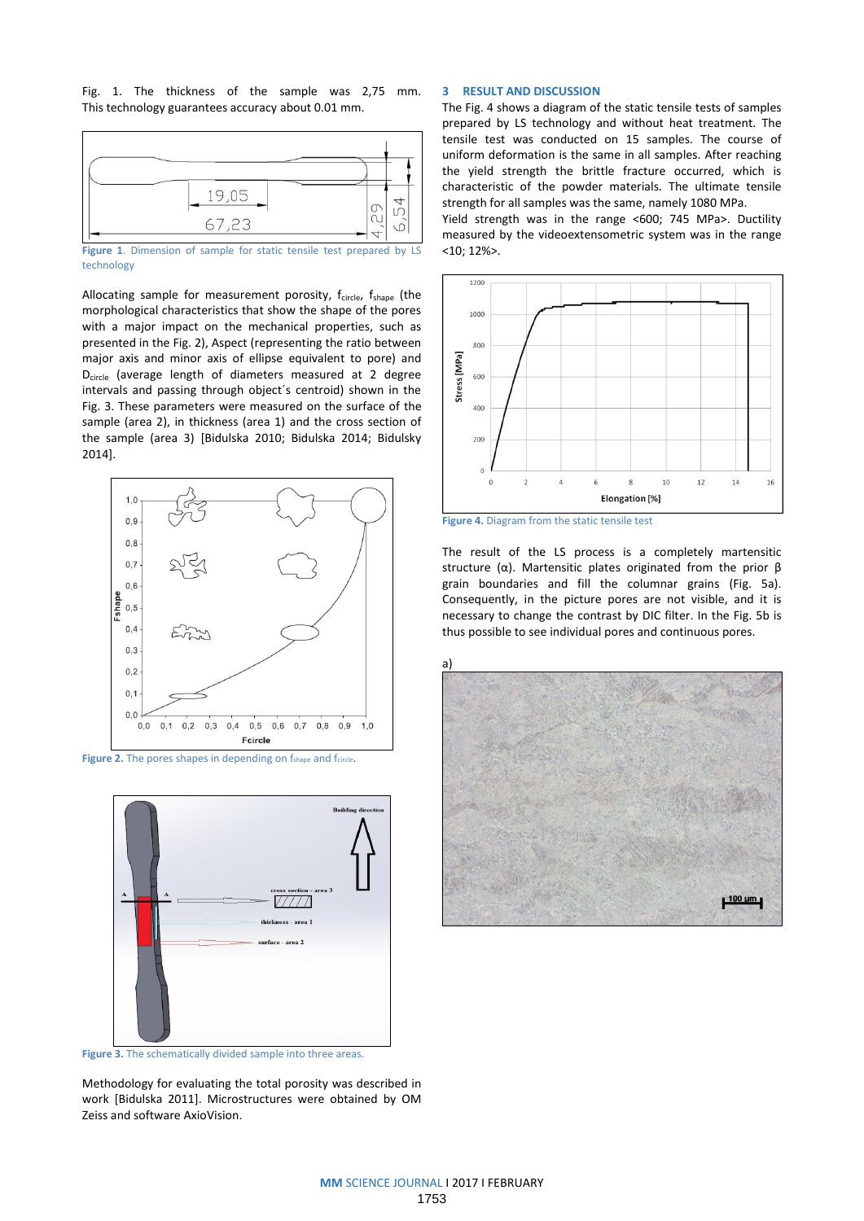Fig. 1. The thickness of the sample was 2,75 mm. This technology guarantees accuracy about 0.01 mm.

Figure 1. Dimension of sample for static tensile test prepared by LS technology

Allocating sample for measurement porosity, $f_{circle}$, $f_{shape}$ (the morphological characteristics that show the shape of the pores with a major impact on the mechanical properties, such as presented in the Fig. 2), Aspect (representing the ratio between major axis and minor axis of ellipse equivalent to pore) and $D_{circle}$ (average length of diameters measured at 2 degree intervals and passing through object´s centroid) shown in the Fig. 3. These parameters were measured on the surface of the sample (area 2), in thickness (area 1) and the cross section of the sample (area 3) [Bidulska 2010; Bidulska 2014; Bidulsky 2014].

Figure 2. The pores shapes in depending on $f_{shape}$ and $f_{circle}$.

Figure 3. The schematically divided sample into three areas.

Methodology for evaluating the total porosity was described in work [Bidulska 2011]. Microstructures were obtained by OM Zeiss and software AxioVision.

## 3 RESULT AND DISCUSSION

The Fig. 4 shows a diagram of the static tensile tests of samples prepared by LS technology and without heat treatment. The tensile test was conducted on 15 samples. The course of uniform deformation is the same in all samples. After reaching the yield strength the brittle fracture occurred, which is characteristic of the powder materials. The ultimate tensile strength for all samples was the same, namely 1080 MPa.

Yield strength was in the range <600; 745 MPa>. Ductility measured by the videoextensometric system was in the range <10; 12%>.

Figure 4. Diagram from the static tensile test

The result of the LS process is a completely martensitic structure (α). Martensitic plates originated from the prior β grain boundaries and fill the columnar grains (Fig. 5a). Consequently, in the picture pores are not visible, and it is necessary to change the contrast by DIC filter. In the Fig. 5b is thus possible to see individual pores and continuous pores.

a)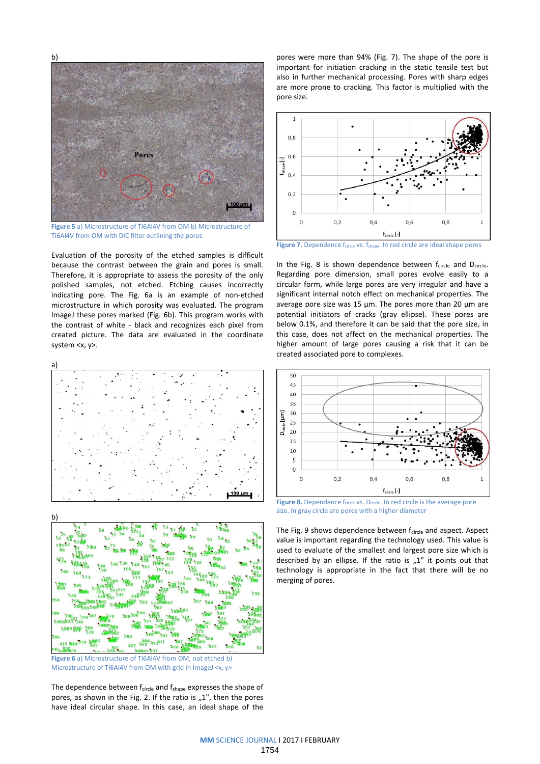b)

Figure 5 a) Microstructure of Ti6Al4V from OM b) Microstructure of Ti6Al4V from OM with DIC filter outlining the pores

Evaluation of the porosity of the etched samples is difficult because the contrast between the grain and pores is small. Therefore, it is appropriate to assess the porosity of the only polished samples, not etched. Etching causes incorrectly indicating pore. The Fig. 6a is an example of non-etched microstructure in which porosity was evaluated. The program ImageJ these pores marked (Fig. 6b). This program works with the contrast of white - black and recognizes each pixel from created picture. The data are evaluated in the coordinate system <x, y>.

a)

b)

Figure 6 a) Microstructure of Ti6Al4V from OM, not etched b) Microstructure of Ti6Al4V from OM with grid in ImageJ <x, y>

The dependence between $f_{circle}$ and $f_{shape}$ expresses the shape of pores, as shown in the Fig. 2. If the ratio is „1", then the pores have ideal circular shape. In this case, an ideal shape of the pores were more than 94% (Fig. 7). The shape of the pore is important for initiation cracking in the static tensile test but also in further mechanical processing. Pores with sharp edges are more prone to cracking. This factor is multiplied with the pore size.

Figure 7. Dependence $f_{circle}$ vs. $f_{shape}$. In red circle are ideal shape pores

In the Fig. 8 is shown dependence between $f_{circle}$ and $D_{circle}$. Regarding pore dimension, small pores evolve easily to a circular form, while large pores are very irregular and have a significant internal notch effect on mechanical properties. The average pore size was 15 µm. The pores more than 20 µm are potential initiators of cracks (gray ellipse). These pores are below 0.1%, and therefore it can be said that the pore size, in this case, does not affect on the mechanical properties. The higher amount of large pores causing a risk that it can be created associated pore to complexes.

Figure 8. Dependence $f_{circle}$ vs. $D_{circle}$. In red circle is the average pore size. In gray circle are pores with a higher diameter

The Fig. 9 shows dependence between $f_{circle}$ and aspect. Aspect value is important regarding the technology used. This value is used to evaluate of the smallest and largest pore size which is described by an ellipse. If the ratio is „1" it points out that technology is appropriate in the fact that there will be no merging of pores.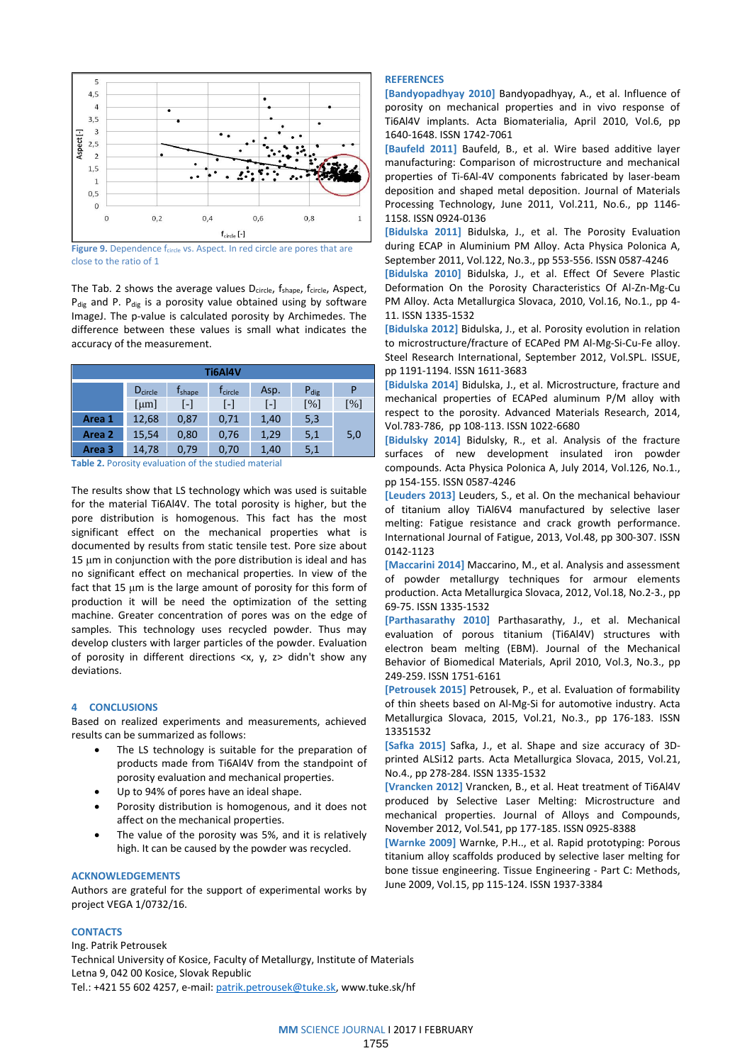5
4,5
4
3,5
3
2,5
2
1,5
1
0,5
0
0
0,2
0,4
0,6
0,8
1
Aspect [-]
$f_{circle}$ [-]

Figure 9. Dependence $f_{circle}$ vs. Aspect. In red circle are pores that are close to the ratio of 1

The Tab. 2 shows the average values $D_{circle}$, $f_{shape}$, $f_{circle}$, Aspect, $P_{dig}$ and P. $P_{dig}$ is a porosity value obtained using by software ImageJ. The p-value is calculated porosity by Archimedes. The difference between these values is small what indicates the accuracy of the measurement.

| Ti6Al4V | | | | | | |
|---|---|---|---|---|---|---|
| | $D_{circle}$ [μm] | $f_{shape}$ [-] | $f_{circle}$ [-] | Asp. [-] | $P_{dig}$ [%] | P [%] |
| **Area 1** | 12,68 | 0,87 | 0,71 | 1,40 | 5,3 | 5,0 |
| **Area 2** | 15,54 | 0,80 | 0,76 | 1,29 | 5,1 | |
| **Area 3** | 14,78 | 0,79 | 0,70 | 1,40 | 5,1 | |

Table 2. Porosity evaluation of the studied material

The results show that LS technology which was used is suitable for the material Ti6Al4V. The total porosity is higher, but the pore distribution is homogenous. This fact has the most significant effect on the mechanical properties what is documented by results from static tensile test. Pore size about 15 μm in conjunction with the pore distribution is ideal and has no significant effect on mechanical properties. In view of the fact that 15 μm is the large amount of porosity for this form of production it will be need the optimization of the setting machine. Greater concentration of pores was on the edge of samples. This technology uses recycled powder. Thus may develop clusters with larger particles of the powder. Evaluation of porosity in different directions <x, y, z> didn't show any deviations.

## 4 CONCLUSIONS

Based on realized experiments and measurements, achieved results can be summarized as follows:

- The LS technology is suitable for the preparation of products made from Ti6Al4V from the standpoint of porosity evaluation and mechanical properties.
- Up to 94% of pores have an ideal shape.
- Porosity distribution is homogenous, and it does not affect on the mechanical properties.
- The value of the porosity was 5%, and it is relatively high. It can be caused by the powder was recycled.

## ACKNOWLEDGEMENTS

Authors are grateful for the support of experimental works by project VEGA 1/0732/16.

## REFERENCES

[Bandyopadhyay 2010] Bandyopadhyay, A., et al. Influence of porosity on mechanical properties and in vivo response of Ti6Al4V implants. Acta Biomaterialia, April 2010, Vol.6, pp 1640-1648. ISSN 1742-7061

[Baufeld 2011] Baufeld, B., et al. Wire based additive layer manufacturing: Comparison of microstructure and mechanical properties of Ti-6Al-4V components fabricated by laser-beam deposition and shaped metal deposition. Journal of Materials Processing Technology, June 2011, Vol.211, No.6., pp 1146-1158. ISSN 0924-0136

[Bidulska 2011] Bidulska, J., et al. The Porosity Evaluation during ECAP in Aluminium PM Alloy. Acta Physica Polonica A, September 2011, Vol.122, No.3., pp 553-556. ISSN 0587-4246

[Bidulska 2010] Bidulska, J., et al. Effect Of Severe Plastic Deformation On the Porosity Characteristics Of Al-Zn-Mg-Cu PM Alloy. Acta Metallurgica Slovaca, 2010, Vol.16, No.1., pp 4-11. ISSN 1335-1532

[Bidulska 2012] Bidulska, J., et al. Porosity evolution in relation to microstructure/fracture of ECAPed PM Al-Mg-Si-Cu-Fe alloy. Steel Research International, September 2012, Vol.SPL. ISSUE, pp 1191-1194. ISSN 1611-3683

[Bidulska 2014] Bidulska, J., et al. Microstructure, fracture and mechanical properties of ECAPed aluminum P/M alloy with respect to the porosity. Advanced Materials Research, 2014, Vol.783-786, pp 108-113. ISSN 1022-6680

[Bidulsky 2014] Bidulsky, R., et al. Analysis of the fracture surfaces of new development insulated iron powder compounds. Acta Physica Polonica A, July 2014, Vol.126, No.1., pp 154-155. ISSN 0587-4246

[Leuders 2013] Leuders, S., et al. On the mechanical behaviour of titanium alloy TiAl6V4 manufactured by selective laser melting: Fatigue resistance and crack growth performance. International Journal of Fatigue, 2013, Vol.48, pp 300-307. ISSN 0142-1123

[Maccarini 2014] Maccarino, M., et al. Analysis and assessment of powder metallurgy techniques for armour elements production. Acta Metallurgica Slovaca, 2012, Vol.18, No.2-3., pp 69-75. ISSN 1335-1532

[Parthasarathy 2010] Parthasarathy, J., et al. Mechanical evaluation of porous titanium (Ti6Al4V) structures with electron beam melting (EBM). Journal of the Mechanical Behavior of Biomedical Materials, April 2010, Vol.3, No.3., pp 249-259. ISSN 1751-6161

[Petrousek 2015] Petrousek, P., et al. Evaluation of formability of thin sheets based on Al-Mg-Si for automotive industry. Acta Metallurgica Slovaca, 2015, Vol.21, No.3., pp 176-183. ISSN 13351532

[Safka 2015] Safka, J., et al. Shape and size accuracy of 3D-printed ALSi12 parts. Acta Metallurgica Slovaca, 2015, Vol.21, No.4., pp 278-284. ISSN 1335-1532

[Vrancken 2012] Vrancken, B., et al. Heat treatment of Ti6Al4V produced by Selective Laser Melting: Microstructure and mechanical properties. Journal of Alloys and Compounds, November 2012, Vol.541, pp 177-185. ISSN 0925-8388

[Warnke 2009] Warnke, P.H.., et al. Rapid prototyping: Porous titanium alloy scaffolds produced by selective laser melting for bone tissue engineering. Tissue Engineering - Part C: Methods, June 2009, Vol.15, pp 115-124. ISSN 1937-3384

## CONTACTS

Ing. Patrik Petrousek
Technical University of Kosice, Faculty of Metallurgy, Institute of Materials
Letna 9, 042 00 Kosice, Slovak Republic
Tel.: +421 55 602 4257, e-mail: patrik.petrousek@tuke.sk, www.tuke.sk/hf